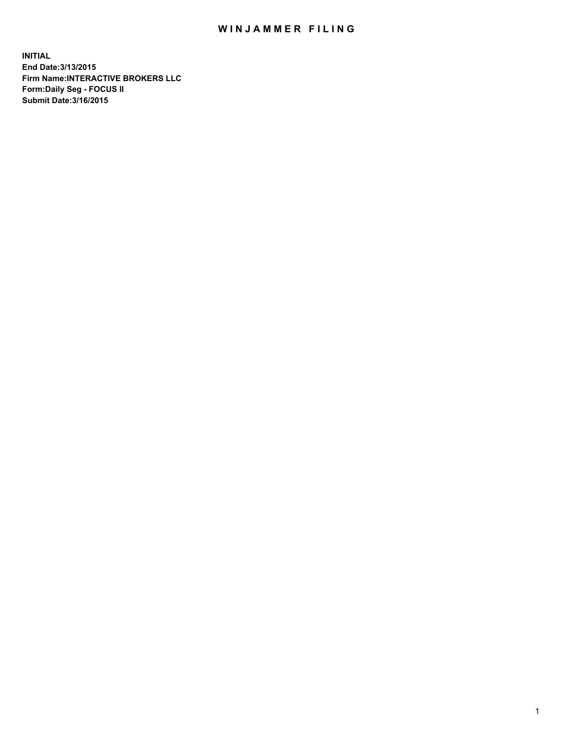# WINJAMMER FILING

**INITIAL**
**End Date:3/13/2015**
**Firm Name:INTERACTIVE BROKERS LLC**
**Form:Daily Seg - FOCUS II**
**Submit Date:3/16/2015**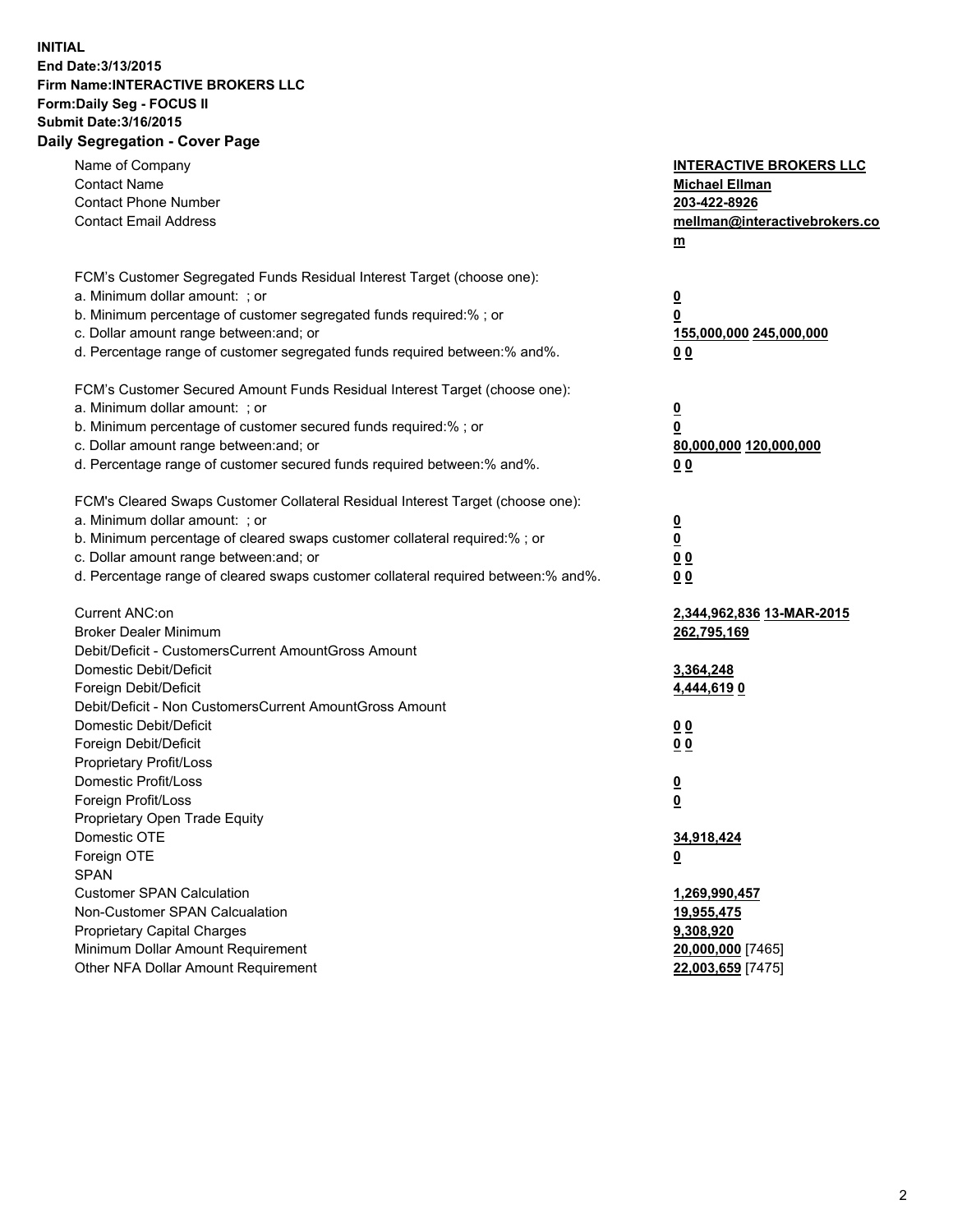**INITIAL**
**End Date:3/13/2015**
**Firm Name:INTERACTIVE BROKERS LLC**
**Form:Daily Seg - FOCUS II**
**Submit Date:3/16/2015**
**Daily Segregation - Cover Page**

| | |
|---|---|
| Name of Company | **INTERACTIVE BROKERS LLC** |
| Contact Name | **Michael Ellman** |
| Contact Phone Number | **203-422-8926** |
| Contact Email Address | **mellman@interactivebrokers.com** |
| | |
| FCM's Customer Segregated Funds Residual Interest Target (choose one): | |
| a. Minimum dollar amount: ; or | **0** |
| b. Minimum percentage of customer segregated funds required:% ; or | **0** |
| c. Dollar amount range between:and; or | **155,000,000 245,000,000** |
| d. Percentage range of customer segregated funds required between:% and%. | **0 0** |
| | |
| FCM's Customer Secured Amount Funds Residual Interest Target (choose one): | |
| a. Minimum dollar amount: ; or | **0** |
| b. Minimum percentage of customer secured funds required:% ; or | **0** |
| c. Dollar amount range between:and; or | **80,000,000 120,000,000** |
| d. Percentage range of customer secured funds required between:% and%. | **0 0** |
| | |
| FCM's Cleared Swaps Customer Collateral Residual Interest Target (choose one): | |
| a. Minimum dollar amount: ; or | **0** |
| b. Minimum percentage of cleared swaps customer collateral required:% ; or | **0** |
| c. Dollar amount range between:and; or | **0 0** |
| d. Percentage range of cleared swaps customer collateral required between:% and%. | **0 0** |
| | |
| Current ANC:on | **2,344,962,836 13-MAR-2015** |
| Broker Dealer Minimum | **262,795,169** |
| Debit/Deficit - CustomersCurrent AmountGross Amount | |
| Domestic Debit/Deficit | **3,364,248** |
| Foreign Debit/Deficit | **4,444,619 0** |
| Debit/Deficit - Non CustomersCurrent AmountGross Amount | |
| Domestic Debit/Deficit | **0 0** |
| Foreign Debit/Deficit | **0 0** |
| Proprietary Profit/Loss | |
| Domestic Profit/Loss | **0** |
| Foreign Profit/Loss | **0** |
| Proprietary Open Trade Equity | |
| Domestic OTE | **34,918,424** |
| Foreign OTE | **0** |
| SPAN | |
| Customer SPAN Calculation | **1,269,990,457** |
| Non-Customer SPAN Calcualation | **19,955,475** |
| Proprietary Capital Charges | **9,308,920** |
| Minimum Dollar Amount Requirement | **20,000,000** [7465] |
| Other NFA Dollar Amount Requirement | **22,003,659** [7475] |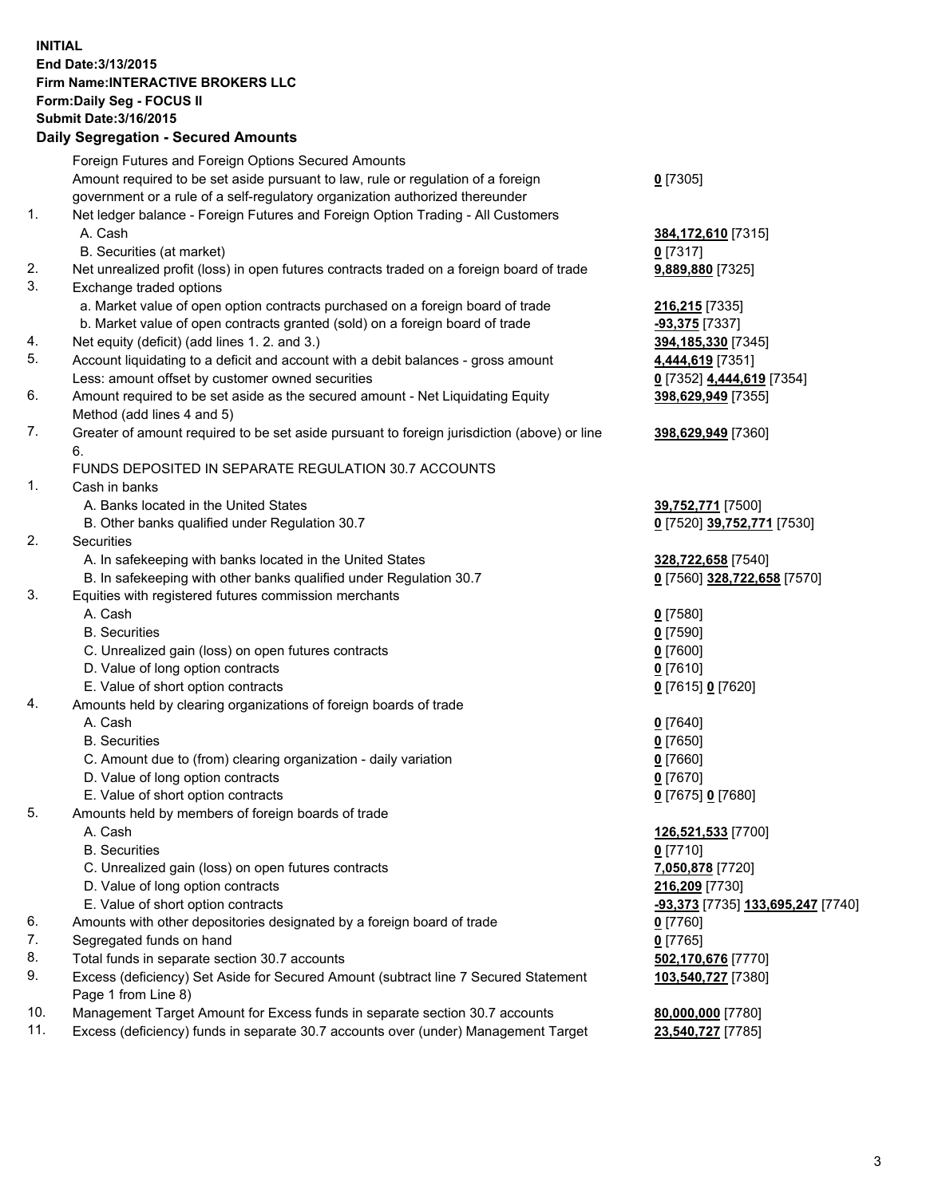**INITIAL**
**End Date:3/13/2015**
**Firm Name:INTERACTIVE BROKERS LLC**
**Form:Daily Seg - FOCUS II**
**Submit Date:3/16/2015**

## Daily Segregation - Secured Amounts

| | | |
|---|---|---|
| | Foreign Futures and Foreign Options Secured Amounts | |
| | Amount required to be set aside pursuant to law, rule or regulation of a foreign government or a rule of a self-regulatory organization authorized thereunder | **0** [7305] |
| 1. | Net ledger balance - Foreign Futures and Foreign Option Trading - All Customers | |
| | A. Cash | **384,172,610** [7315] |
| | B. Securities (at market) | **0** [7317] |
| 2. | Net unrealized profit (loss) in open futures contracts traded on a foreign board of trade | **9,889,880** [7325] |
| 3. | Exchange traded options | |
| | a. Market value of open option contracts purchased on a foreign board of trade | **216,215** [7335] |
| | b. Market value of open contracts granted (sold) on a foreign board of trade | **-93,375** [7337] |
| 4. | Net equity (deficit) (add lines 1. 2. and 3.) | **394,185,330** [7345] |
| 5. | Account liquidating to a deficit and account with a debit balances - gross amount | **4,444,619** [7351] |
| | Less: amount offset by customer owned securities | **0** [7352] **4,444,619** [7354] |
| 6. | Amount required to be set aside as the secured amount - Net Liquidating Equity Method (add lines 4 and 5) | **398,629,949** [7355] |
| 7. | Greater of amount required to be set aside pursuant to foreign jurisdiction (above) or line 6. | **398,629,949** [7360] |
| | FUNDS DEPOSITED IN SEPARATE REGULATION 30.7 ACCOUNTS | |
| 1. | Cash in banks | |
| | A. Banks located in the United States | **39,752,771** [7500] |
| | B. Other banks qualified under Regulation 30.7 | **0** [7520] **39,752,771** [7530] |
| 2. | Securities | |
| | A. In safekeeping with banks located in the United States | **328,722,658** [7540] |
| | B. In safekeeping with other banks qualified under Regulation 30.7 | **0** [7560] **328,722,658** [7570] |
| 3. | Equities with registered futures commission merchants | |
| | A. Cash | **0** [7580] |
| | B. Securities | **0** [7590] |
| | C. Unrealized gain (loss) on open futures contracts | **0** [7600] |
| | D. Value of long option contracts | **0** [7610] |
| | E. Value of short option contracts | **0** [7615] **0** [7620] |
| 4. | Amounts held by clearing organizations of foreign boards of trade | |
| | A. Cash | **0** [7640] |
| | B. Securities | **0** [7650] |
| | C. Amount due to (from) clearing organization - daily variation | **0** [7660] |
| | D. Value of long option contracts | **0** [7670] |
| | E. Value of short option contracts | **0** [7675] **0** [7680] |
| 5. | Amounts held by members of foreign boards of trade | |
| | A. Cash | **126,521,533** [7700] |
| | B. Securities | **0** [7710] |
| | C. Unrealized gain (loss) on open futures contracts | **7,050,878** [7720] |
| | D. Value of long option contracts | **216,209** [7730] |
| | E. Value of short option contracts | **-93,373** [7735] **133,695,247** [7740] |
| 6. | Amounts with other depositories designated by a foreign board of trade | **0** [7760] |
| 7. | Segregated funds on hand | **0** [7765] |
| 8. | Total funds in separate section 30.7 accounts | **502,170,676** [7770] |
| 9. | Excess (deficiency) Set Aside for Secured Amount (subtract line 7 Secured Statement Page 1 from Line 8) | **103,540,727** [7380] |
| 10. | Management Target Amount for Excess funds in separate section 30.7 accounts | **80,000,000** [7780] |
| 11. | Excess (deficiency) funds in separate 30.7 accounts over (under) Management Target | **23,540,727** [7785] |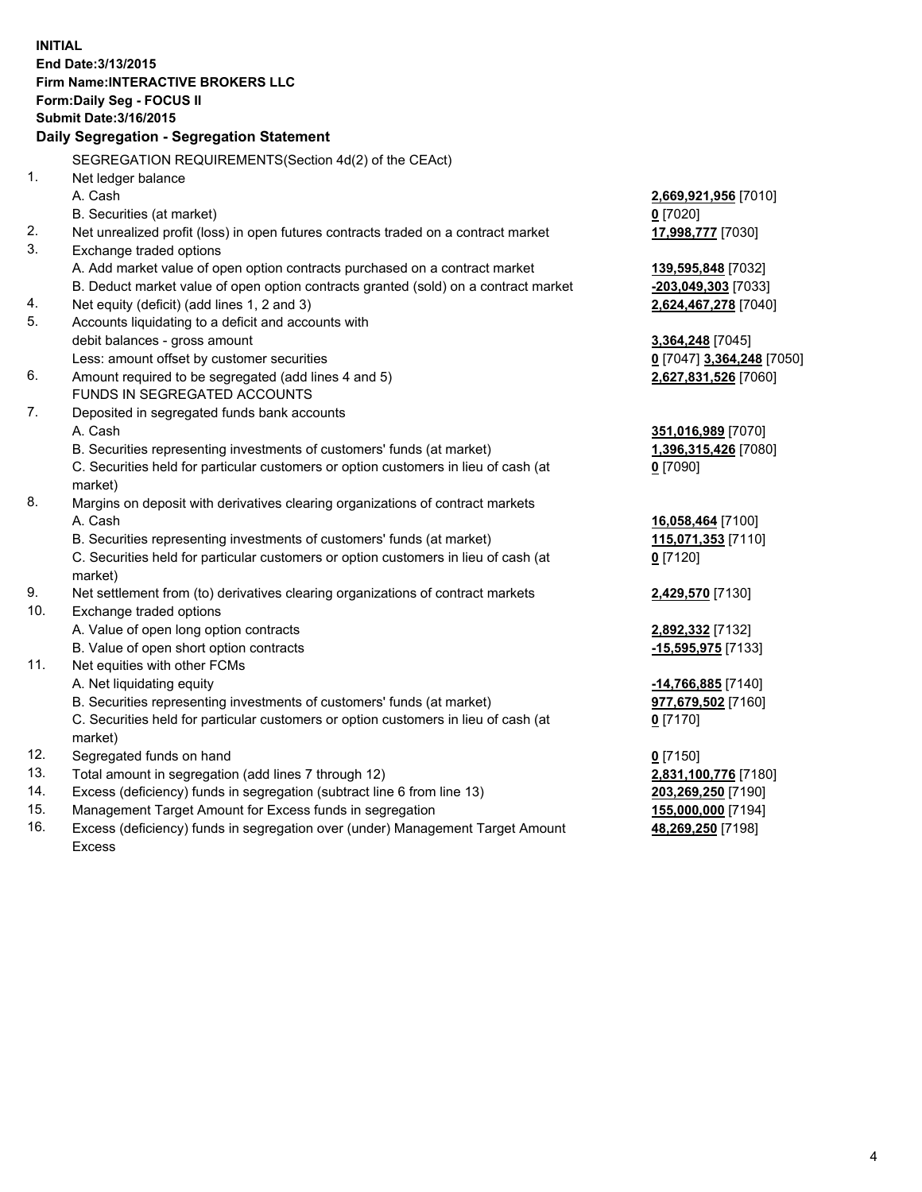**INITIAL**
**End Date:3/13/2015**
**Firm Name:INTERACTIVE BROKERS LLC**
**Form:Daily Seg - FOCUS II**
**Submit Date:3/16/2015**

## Daily Segregation - Segregation Statement

| | | |
|---|---|---|
| | SEGREGATION REQUIREMENTS(Section 4d(2) of the CEAct) | |
| 1. | Net ledger balance | |
| | A. Cash | **2,669,921,956** [7010] |
| | B. Securities (at market) | **0** [7020] |
| 2. | Net unrealized profit (loss) in open futures contracts traded on a contract market | **17,998,777** [7030] |
| 3. | Exchange traded options | |
| | A. Add market value of open option contracts purchased on a contract market | **139,595,848** [7032] |
| | B. Deduct market value of open option contracts granted (sold) on a contract market | **-203,049,303** [7033] |
| 4. | Net equity (deficit) (add lines 1, 2 and 3) | **2,624,467,278** [7040] |
| 5. | Accounts liquidating to a deficit and accounts with debit balances - gross amount | **3,364,248** [7045] |
| | Less: amount offset by customer securities | **0** [7047] **3,364,248** [7050] |
| 6. | Amount required to be segregated (add lines 4 and 5) | **2,627,831,526** [7060] |
| | FUNDS IN SEGREGATED ACCOUNTS | |
| 7. | Deposited in segregated funds bank accounts | |
| | A. Cash | **351,016,989** [7070] |
| | B. Securities representing investments of customers' funds (at market) | **1,396,315,426** [7080] |
| | C. Securities held for particular customers or option customers in lieu of cash (at market) | **0** [7090] |
| 8. | Margins on deposit with derivatives clearing organizations of contract markets | |
| | A. Cash | **16,058,464** [7100] |
| | B. Securities representing investments of customers' funds (at market) | **115,071,353** [7110] |
| | C. Securities held for particular customers or option customers in lieu of cash (at market) | **0** [7120] |
| 9. | Net settlement from (to) derivatives clearing organizations of contract markets | **2,429,570** [7130] |
| 10. | Exchange traded options | |
| | A. Value of open long option contracts | **2,892,332** [7132] |
| | B. Value of open short option contracts | **-15,595,975** [7133] |
| 11. | Net equities with other FCMs | |
| | A. Net liquidating equity | **-14,766,885** [7140] |
| | B. Securities representing investments of customers' funds (at market) | **977,679,502** [7160] |
| | C. Securities held for particular customers or option customers in lieu of cash (at market) | **0** [7170] |
| 12. | Segregated funds on hand | **0** [7150] |
| 13. | Total amount in segregation (add lines 7 through 12) | **2,831,100,776** [7180] |
| 14. | Excess (deficiency) funds in segregation (subtract line 6 from line 13) | **203,269,250** [7190] |
| 15. | Management Target Amount for Excess funds in segregation | **155,000,000** [7194] |
| 16. | Excess (deficiency) funds in segregation over (under) Management Target Amount Excess | **48,269,250** [7198] |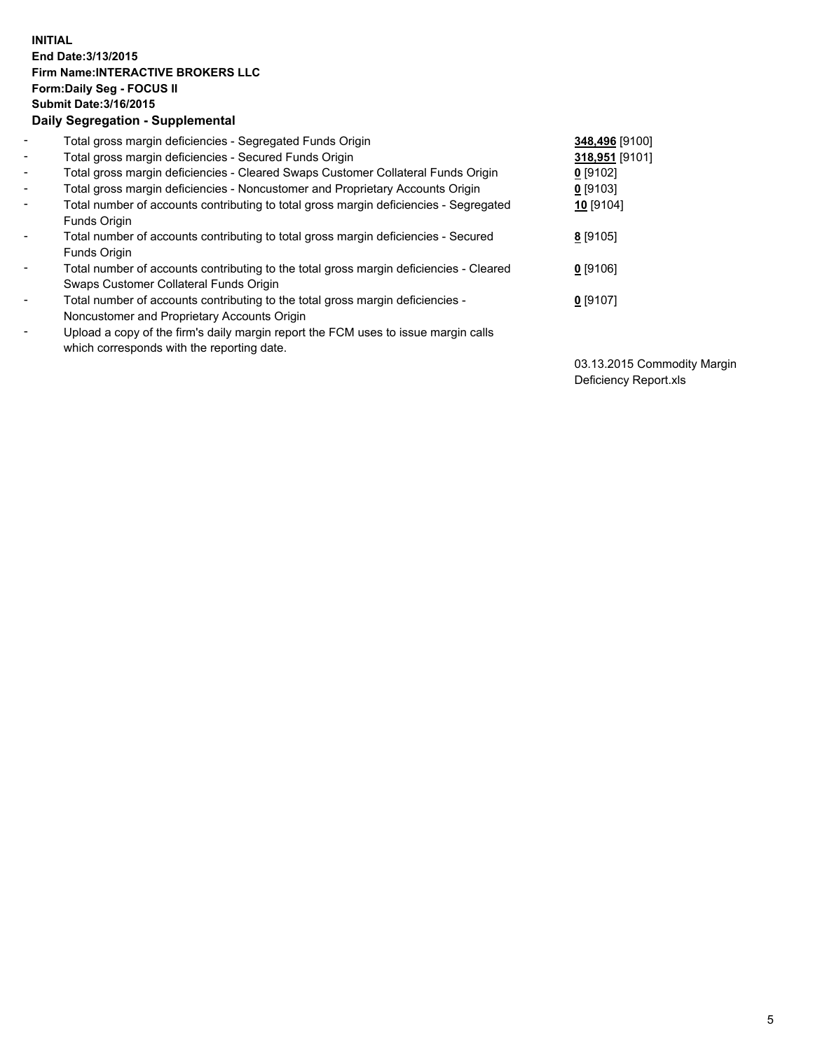**INITIAL**
**End Date:3/13/2015**
**Firm Name:INTERACTIVE BROKERS LLC**
**Form:Daily Seg - FOCUS II**
**Submit Date:3/16/2015**

## Daily Segregation - Supplemental

| | | |
|---|---|---|
| - | Total gross margin deficiencies - Segregated Funds Origin | **348,496** [9100] |
| - | Total gross margin deficiencies - Secured Funds Origin | **318,951** [9101] |
| - | Total gross margin deficiencies - Cleared Swaps Customer Collateral Funds Origin | **0** [9102] |
| - | Total gross margin deficiencies - Noncustomer and Proprietary Accounts Origin | **0** [9103] |
| - | Total number of accounts contributing to total gross margin deficiencies - Segregated Funds Origin | **10** [9104] |
| - | Total number of accounts contributing to total gross margin deficiencies - Secured Funds Origin | **8** [9105] |
| - | Total number of accounts contributing to the total gross margin deficiencies - Cleared Swaps Customer Collateral Funds Origin | **0** [9106] |
| - | Total number of accounts contributing to the total gross margin deficiencies - Noncustomer and Proprietary Accounts Origin | **0** [9107] |
| - | Upload a copy of the firm's daily margin report the FCM uses to issue margin calls which corresponds with the reporting date. | 03.13.2015 Commodity Margin Deficiency Report.xls |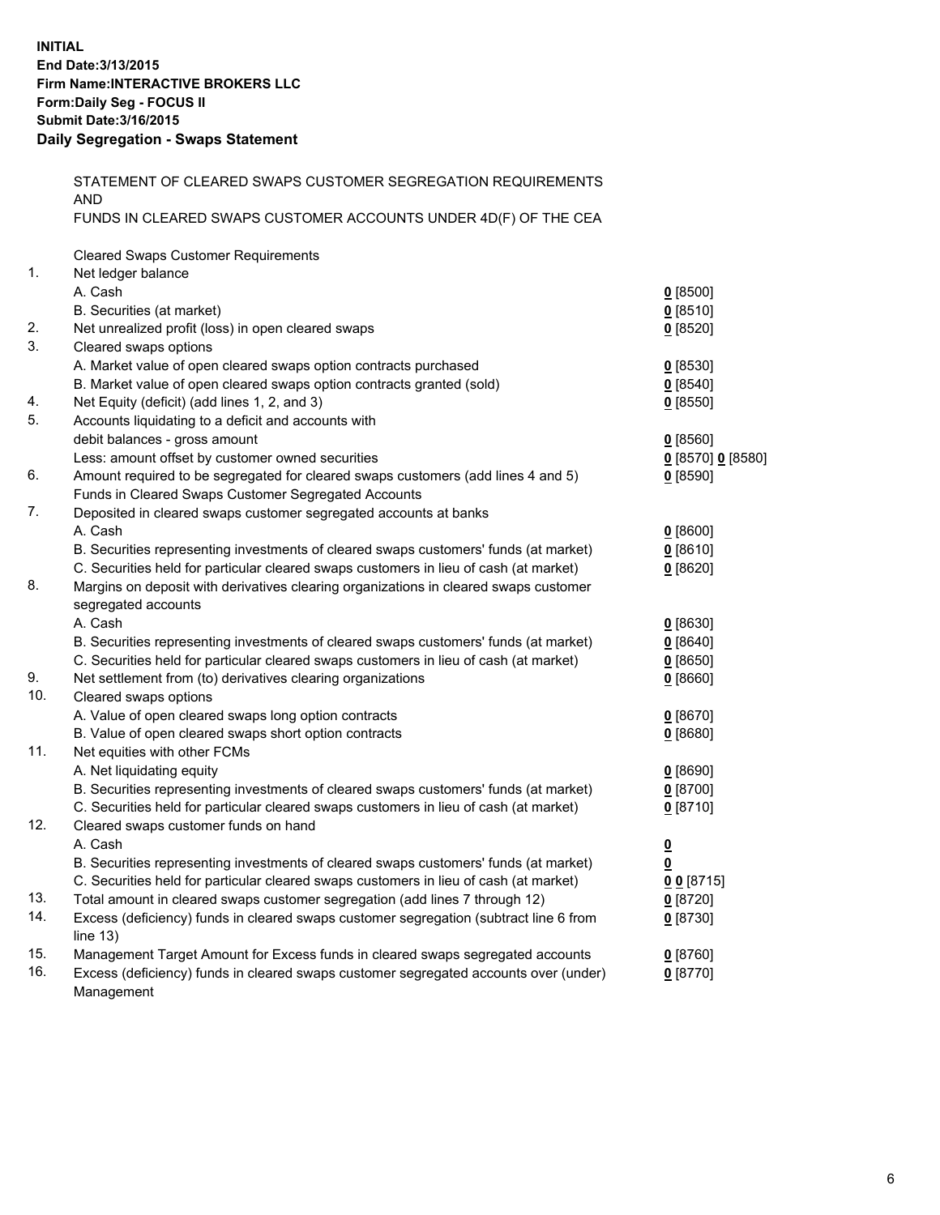**INITIAL**
**End Date:3/13/2015**
**Firm Name:INTERACTIVE BROKERS LLC**
**Form:Daily Seg - FOCUS II**
**Submit Date:3/16/2015**
**Daily Segregation - Swaps Statement**

STATEMENT OF CLEARED SWAPS CUSTOMER SEGREGATION REQUIREMENTS AND FUNDS IN CLEARED SWAPS CUSTOMER ACCOUNTS UNDER 4D(F) OF THE CEA

| | | |
|---|---|---|
| | Cleared Swaps Customer Requirements | |
| 1. | Net ledger balance | |
| | A. Cash | 0 [8500] |
| | B. Securities (at market) | 0 [8510] |
| 2. | Net unrealized profit (loss) in open cleared swaps | 0 [8520] |
| 3. | Cleared swaps options | |
| | A. Market value of open cleared swaps option contracts purchased | 0 [8530] |
| | B. Market value of open cleared swaps option contracts granted (sold) | 0 [8540] |
| 4. | Net Equity (deficit) (add lines 1, 2, and 3) | 0 [8550] |
| 5. | Accounts liquidating to a deficit and accounts with debit balances - gross amount | 0 [8560] |
| | Less: amount offset by customer owned securities | 0 [8570] 0 [8580] |
| 6. | Amount required to be segregated for cleared swaps customers (add lines 4 and 5) | 0 [8590] |
| | Funds in Cleared Swaps Customer Segregated Accounts | |
| 7. | Deposited in cleared swaps customer segregated accounts at banks | |
| | A. Cash | 0 [8600] |
| | B. Securities representing investments of cleared swaps customers' funds (at market) | 0 [8610] |
| | C. Securities held for particular cleared swaps customers in lieu of cash (at market) | 0 [8620] |
| 8. | Margins on deposit with derivatives clearing organizations in cleared swaps customer segregated accounts | |
| | A. Cash | 0 [8630] |
| | B. Securities representing investments of cleared swaps customers' funds (at market) | 0 [8640] |
| | C. Securities held for particular cleared swaps customers in lieu of cash (at market) | 0 [8650] |
| 9. | Net settlement from (to) derivatives clearing organizations | 0 [8660] |
| 10. | Cleared swaps options | |
| | A. Value of open cleared swaps long option contracts | 0 [8670] |
| | B. Value of open cleared swaps short option contracts | 0 [8680] |
| 11. | Net equities with other FCMs | |
| | A. Net liquidating equity | 0 [8690] |
| | B. Securities representing investments of cleared swaps customers' funds (at market) | 0 [8700] |
| | C. Securities held for particular cleared swaps customers in lieu of cash (at market) | 0 [8710] |
| 12. | Cleared swaps customer funds on hand | |
| | A. Cash | 0 |
| | B. Securities representing investments of cleared swaps customers' funds (at market) | 0 |
| | C. Securities held for particular cleared swaps customers in lieu of cash (at market) | 0 0 [8715] |
| 13. | Total amount in cleared swaps customer segregation (add lines 7 through 12) | 0 [8720] |
| 14. | Excess (deficiency) funds in cleared swaps customer segregation (subtract line 6 from line 13) | 0 [8730] |
| 15. | Management Target Amount for Excess funds in cleared swaps segregated accounts | 0 [8760] |
| 16. | Excess (deficiency) funds in cleared swaps customer segregated accounts over (under) Management | 0 [8770] |